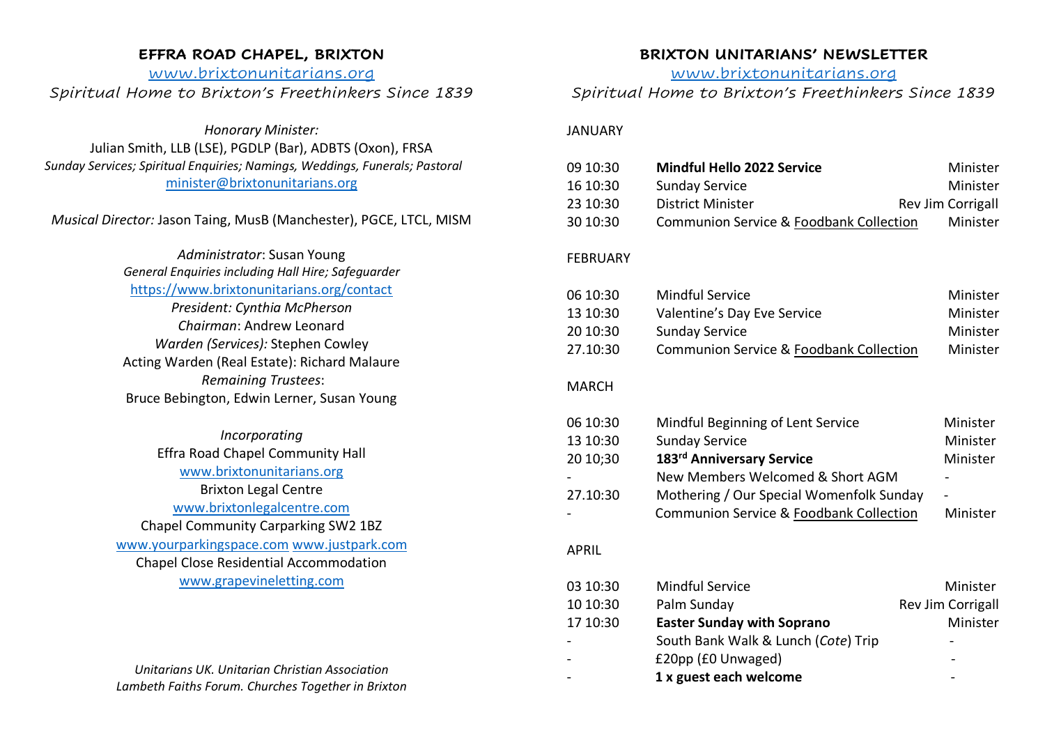# EFFRA ROAD CHAPEL, BRIXTON

www.brixtonunitarians.org

*Spiritual Home to Brixton's Freethinkers Since 1839*

*Honorary Minister:*
Julian Smith, LLB (LSE), PGDLP (Bar), ADBTS (Oxon), FRSA
*Sunday Services; Spiritual Enquiries; Namings, Weddings, Funerals; Pastoral*
minister@brixtonunitarians.org

*Musical Director:* Jason Taing, MusB (Manchester), PGCE, LTCL, MISM

*Administrator*: Susan Young
*General Enquiries including Hall Hire; Safeguarder*
https://www.brixtonunitarians.org/contact
*President: Cynthia McPherson*
*Chairman*: Andrew Leonard
*Warden (Services):* Stephen Cowley
Acting Warden (Real Estate): Richard Malaure
*Remaining Trustees*:
Bruce Bebington, Edwin Lerner, Susan Young

*Incorporating*
Effra Road Chapel Community Hall
www.brixtonunitarians.org
Brixton Legal Centre
www.brixtonlegalcentre.com
Chapel Community Carparking SW2 1BZ
www.yourparkingspace.com www.justpark.com
Chapel Close Residential Accommodation
www.grapevineletting.com

*Unitarians UK. Unitarian Christian Association*
*Lambeth Faiths Forum. Churches Together in Brixton*

# BRIXTON UNITARIANS' NEWSLETTER

www.brixtonunitarians.org

*Spiritual Home to Brixton's Freethinkers Since 1839*

## JANUARY

| | | |
|---|---|---|
| 09 10:30 | **Mindful Hello 2022 Service** | Minister |
| 16 10:30 | Sunday Service | Minister |
| 23 10:30 | District Minister | Rev Jim Corrigall |
| 30 10:30 | Communion Service & Foodbank Collection | Minister |

## FEBRUARY

| | | |
|---|---|---|
| 06 10:30 | Mindful Service | Minister |
| 13 10:30 | Valentine's Day Eve Service | Minister |
| 20 10:30 | Sunday Service | Minister |
| 27.10:30 | Communion Service & Foodbank Collection | Minister |

## MARCH

| | | |
|---|---|---|
| 06 10:30 | Mindful Beginning of Lent Service | Minister |
| 13 10:30 | Sunday Service | Minister |
| 20 10;30 | **183rd Anniversary Service** | Minister |
| - | New Members Welcomed & Short AGM | - |
| 27.10:30 | Mothering / Our Special Womenfolk Sunday | - |
| - | Communion Service & Foodbank Collection | Minister |

## APRIL

| | | |
|---|---|---|
| 03 10:30 | Mindful Service | Minister |
| 10 10:30 | Palm Sunday | Rev Jim Corrigall |
| 17 10:30 | **Easter Sunday with Soprano** | Minister |
| - | South Bank Walk & Lunch (*Cote*) Trip | - |
| - | £20pp (£0 Unwaged) | - |
| - | **1 x guest each welcome** | - |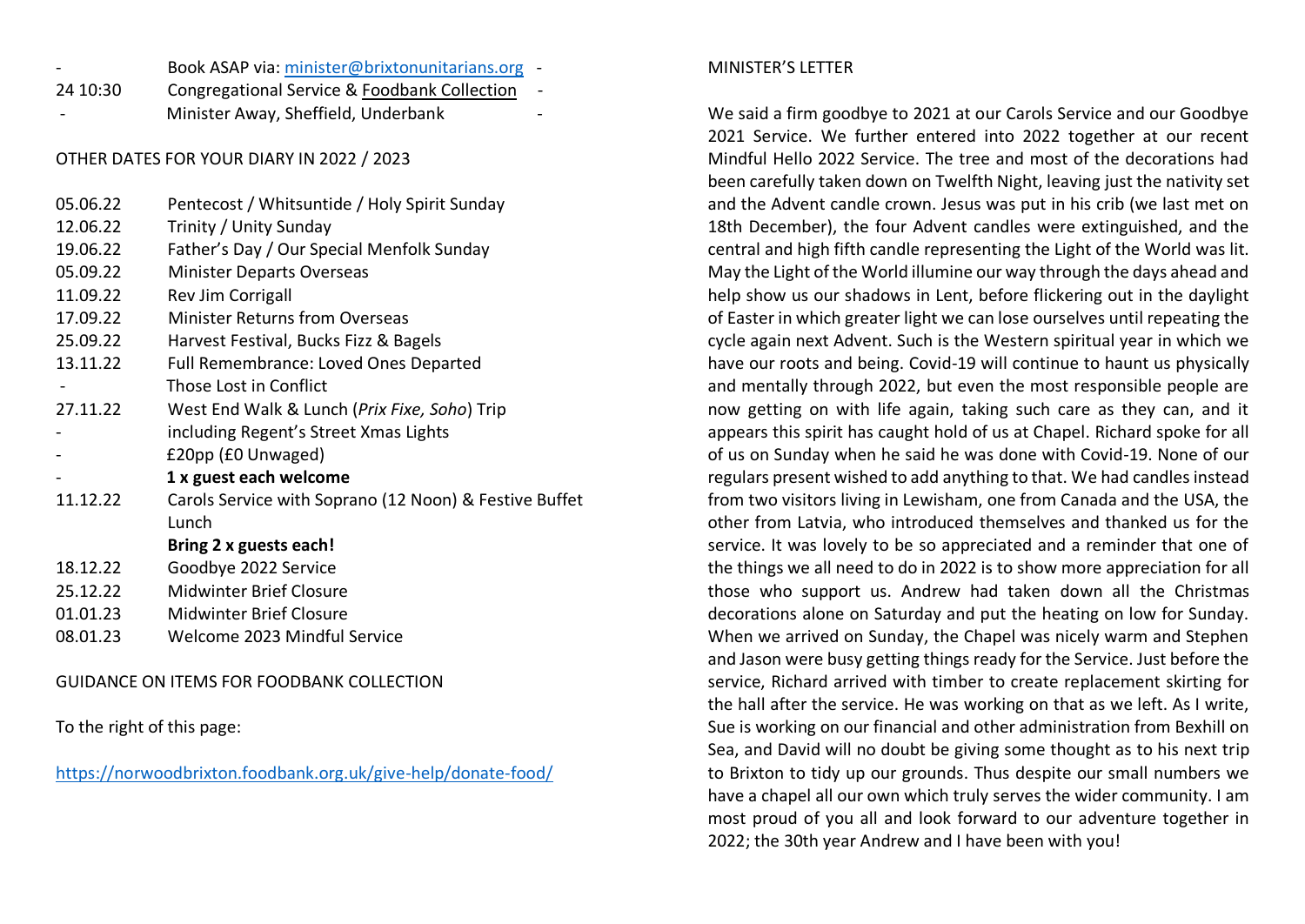| | | |
|---|---|---|
| - | Book ASAP via: minister@brixtonunitarians.org | - |
| 24 10:30 | Congregational Service & Foodbank Collection | - |
| - | Minister Away, Sheffield, Underbank | - |

OTHER DATES FOR YOUR DIARY IN 2022 / 2023

| | |
|---|---|
| 05.06.22 | Pentecost / Whitsuntide / Holy Spirit Sunday |
| 12.06.22 | Trinity / Unity Sunday |
| 19.06.22 | Father's Day / Our Special Menfolk Sunday |
| 05.09.22 | Minister Departs Overseas |
| 11.09.22 | Rev Jim Corrigall |
| 17.09.22 | Minister Returns from Overseas |
| 25.09.22 | Harvest Festival, Bucks Fizz & Bagels |
| 13.11.22 | Full Remembrance: Loved Ones Departed |
| - | Those Lost in Conflict |
| 27.11.22 | West End Walk & Lunch (*Prix Fixe, Soho*) Trip |
| - | including Regent's Street Xmas Lights |
| - | £20pp (£0 Unwaged) |
| - | **1 x guest each welcome** |
| 11.12.22 | Carols Service with Soprano (12 Noon) & Festive Buffet Lunch **Bring 2 x guests each!** |
| 18.12.22 | Goodbye 2022 Service |
| 25.12.22 | Midwinter Brief Closure |
| 01.01.23 | Midwinter Brief Closure |
| 08.01.23 | Welcome 2023 Mindful Service |

GUIDANCE ON ITEMS FOR FOODBANK COLLECTION

To the right of this page:

https://norwoodbrixton.foodbank.org.uk/give-help/donate-food/

MINISTER'S LETTER

We said a firm goodbye to 2021 at our Carols Service and our Goodbye 2021 Service. We further entered into 2022 together at our recent Mindful Hello 2022 Service. The tree and most of the decorations had been carefully taken down on Twelfth Night, leaving just the nativity set and the Advent candle crown. Jesus was put in his crib (we last met on 18th December), the four Advent candles were extinguished, and the central and high fifth candle representing the Light of the World was lit. May the Light of the World illumine our way through the days ahead and help show us our shadows in Lent, before flickering out in the daylight of Easter in which greater light we can lose ourselves until repeating the cycle again next Advent. Such is the Western spiritual year in which we have our roots and being. Covid-19 will continue to haunt us physically and mentally through 2022, but even the most responsible people are now getting on with life again, taking such care as they can, and it appears this spirit has caught hold of us at Chapel. Richard spoke for all of us on Sunday when he said he was done with Covid-19. None of our regulars present wished to add anything to that. We had candles instead from two visitors living in Lewisham, one from Canada and the USA, the other from Latvia, who introduced themselves and thanked us for the service. It was lovely to be so appreciated and a reminder that one of the things we all need to do in 2022 is to show more appreciation for all those who support us. Andrew had taken down all the Christmas decorations alone on Saturday and put the heating on low for Sunday. When we arrived on Sunday, the Chapel was nicely warm and Stephen and Jason were busy getting things ready for the Service. Just before the service, Richard arrived with timber to create replacement skirting for the hall after the service. He was working on that as we left. As I write, Sue is working on our financial and other administration from Bexhill on Sea, and David will no doubt be giving some thought as to his next trip to Brixton to tidy up our grounds. Thus despite our small numbers we have a chapel all our own which truly serves the wider community. I am most proud of you all and look forward to our adventure together in 2022; the 30th year Andrew and I have been with you!